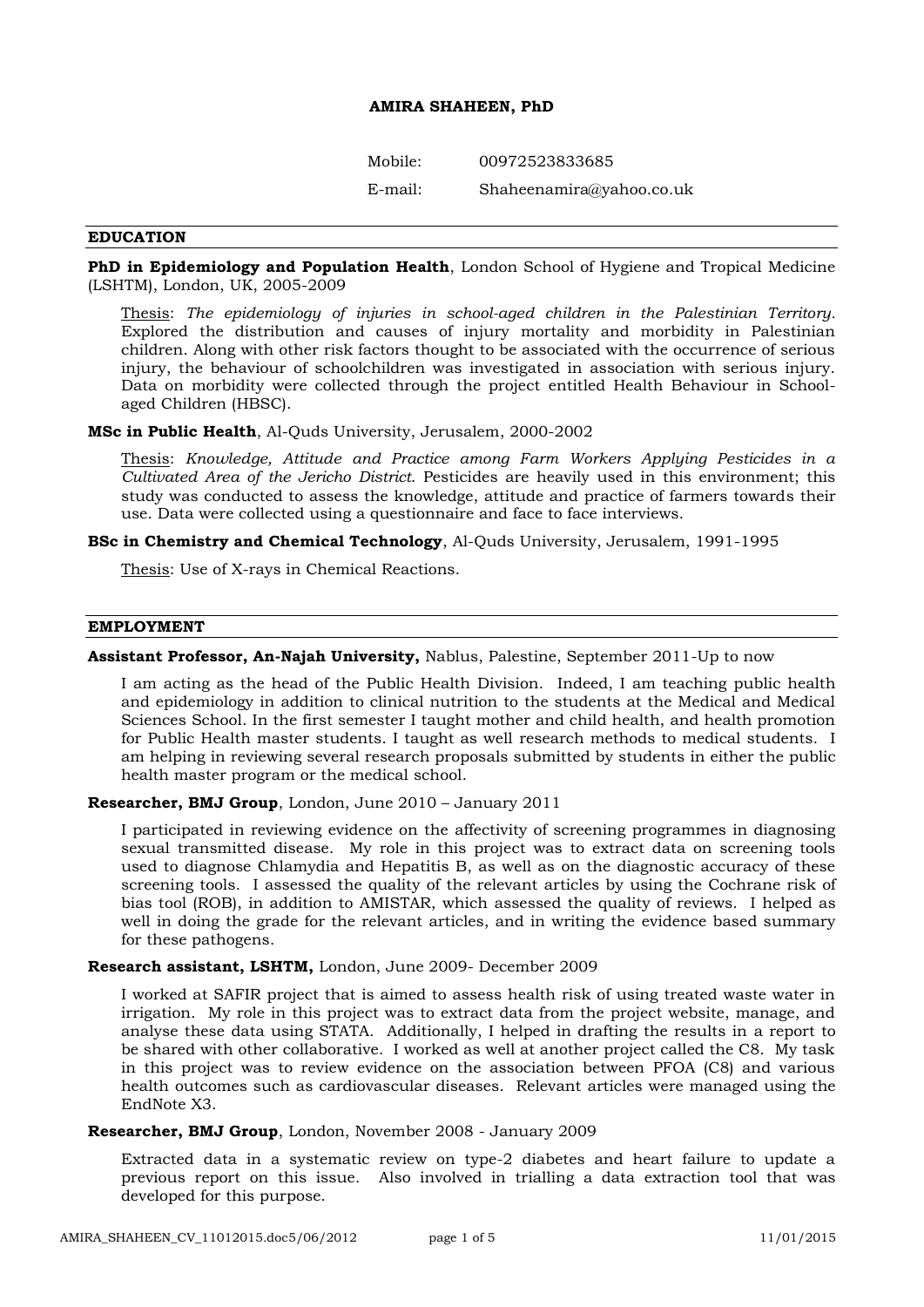# AMIRA SHAHEEN, PhD

Mobile: 00972523833685

E-mail: Shaheenamira@yahoo.co.uk

## EDUCATION

**PhD in Epidemiology and Population Health**, London School of Hygiene and Tropical Medicine (LSHTM), London, UK, 2005-2009

Thesis: *The epidemiology of injuries in school-aged children in the Palestinian Territory.* Explored the distribution and causes of injury mortality and morbidity in Palestinian children. Along with other risk factors thought to be associated with the occurrence of serious injury, the behaviour of schoolchildren was investigated in association with serious injury. Data on morbidity were collected through the project entitled Health Behaviour in School-aged Children (HBSC).

**MSc in Public Health**, Al-Quds University, Jerusalem, 2000-2002

Thesis: *Knowledge, Attitude and Practice among Farm Workers Applying Pesticides in a Cultivated Area of the Jericho District*. Pesticides are heavily used in this environment; this study was conducted to assess the knowledge, attitude and practice of farmers towards their use. Data were collected using a questionnaire and face to face interviews.

**BSc in Chemistry and Chemical Technology**, Al-Quds University, Jerusalem, 1991-1995

Thesis: Use of X-rays in Chemical Reactions.

## EMPLOYMENT

**Assistant Professor, An-Najah University,** Nablus, Palestine, September 2011-Up to now

I am acting as the head of the Public Health Division. Indeed, I am teaching public health and epidemiology in addition to clinical nutrition to the students at the Medical and Medical Sciences School. In the first semester I taught mother and child health, and health promotion for Public Health master students. I taught as well research methods to medical students. I am helping in reviewing several research proposals submitted by students in either the public health master program or the medical school.

**Researcher, BMJ Group**, London, June 2010 – January 2011

I participated in reviewing evidence on the affectivity of screening programmes in diagnosing sexual transmitted disease. My role in this project was to extract data on screening tools used to diagnose Chlamydia and Hepatitis B, as well as on the diagnostic accuracy of these screening tools. I assessed the quality of the relevant articles by using the Cochrane risk of bias tool (ROB), in addition to AMISTAR, which assessed the quality of reviews. I helped as well in doing the grade for the relevant articles, and in writing the evidence based summary for these pathogens.

**Research assistant, LSHTM,** London, June 2009- December 2009

I worked at SAFIR project that is aimed to assess health risk of using treated waste water in irrigation. My role in this project was to extract data from the project website, manage, and analyse these data using STATA. Additionally, I helped in drafting the results in a report to be shared with other collaborative. I worked as well at another project called the C8. My task in this project was to review evidence on the association between PFOA (C8) and various health outcomes such as cardiovascular diseases. Relevant articles were managed using the EndNote X3.

**Researcher, BMJ Group**, London, November 2008 - January 2009

Extracted data in a systematic review on type-2 diabetes and heart failure to update a previous report on this issue. Also involved in trialling a data extraction tool that was developed for this purpose.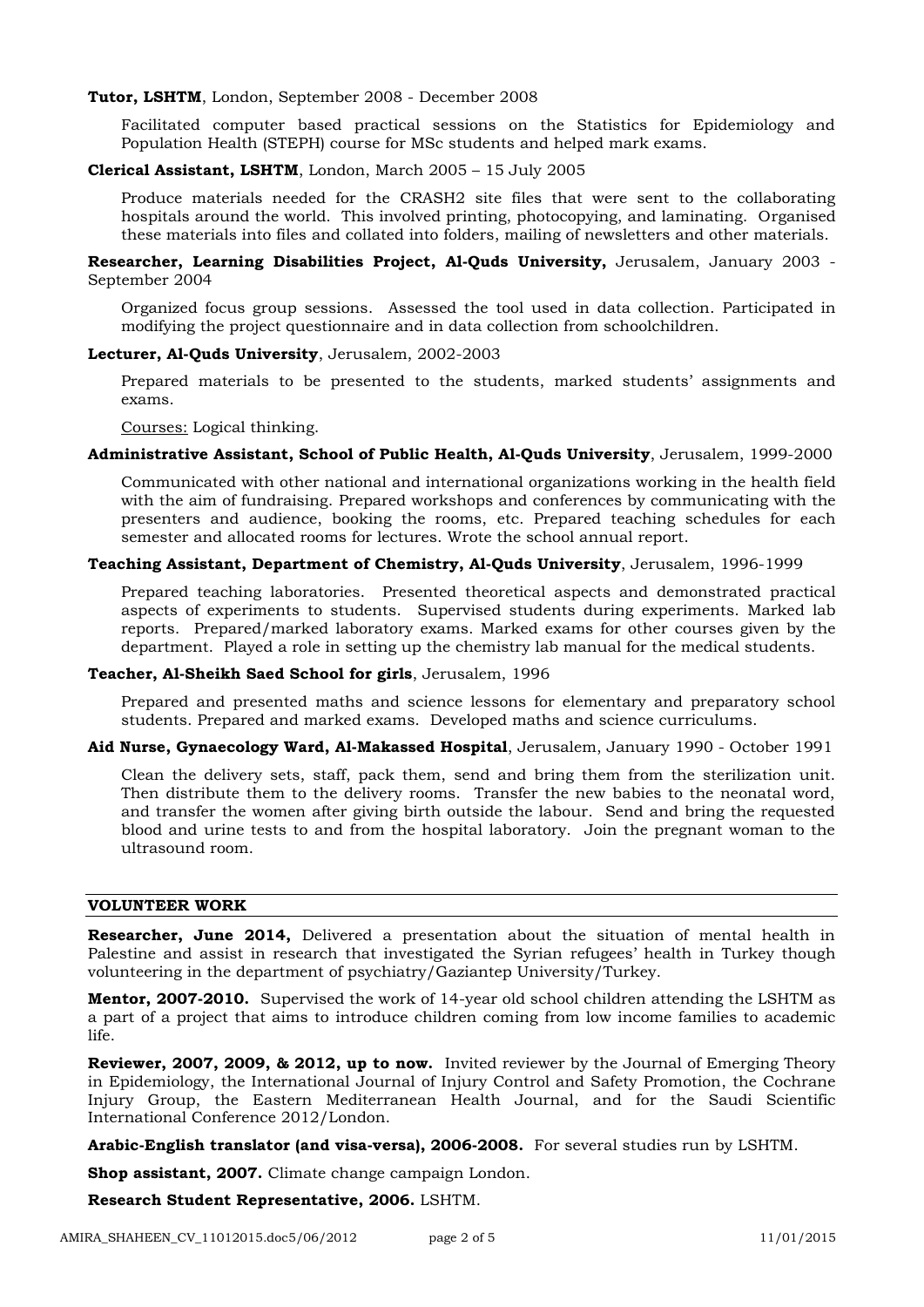**Tutor, LSHTM**, London, September 2008 - December 2008

Facilitated computer based practical sessions on the Statistics for Epidemiology and Population Health (STEPH) course for MSc students and helped mark exams.

**Clerical Assistant, LSHTM**, London, March 2005 – 15 July 2005

Produce materials needed for the CRASH2 site files that were sent to the collaborating hospitals around the world. This involved printing, photocopying, and laminating. Organised these materials into files and collated into folders, mailing of newsletters and other materials.

**Researcher, Learning Disabilities Project, Al-Quds University,** Jerusalem, January 2003 - September 2004

Organized focus group sessions. Assessed the tool used in data collection. Participated in modifying the project questionnaire and in data collection from schoolchildren.

**Lecturer, Al-Quds University**, Jerusalem, 2002-2003

Prepared materials to be presented to the students, marked students' assignments and exams.

Courses: Logical thinking.

**Administrative Assistant, School of Public Health, Al-Quds University**, Jerusalem, 1999-2000

Communicated with other national and international organizations working in the health field with the aim of fundraising. Prepared workshops and conferences by communicating with the presenters and audience, booking the rooms, etc. Prepared teaching schedules for each semester and allocated rooms for lectures. Wrote the school annual report.

**Teaching Assistant, Department of Chemistry, Al-Quds University**, Jerusalem, 1996-1999

Prepared teaching laboratories. Presented theoretical aspects and demonstrated practical aspects of experiments to students. Supervised students during experiments. Marked lab reports. Prepared/marked laboratory exams. Marked exams for other courses given by the department. Played a role in setting up the chemistry lab manual for the medical students.

**Teacher, Al-Sheikh Saed School for girls**, Jerusalem, 1996

Prepared and presented maths and science lessons for elementary and preparatory school students. Prepared and marked exams. Developed maths and science curriculums.

**Aid Nurse, Gynaecology Ward, Al-Makassed Hospital**, Jerusalem, January 1990 - October 1991

Clean the delivery sets, staff, pack them, send and bring them from the sterilization unit. Then distribute them to the delivery rooms. Transfer the new babies to the neonatal word, and transfer the women after giving birth outside the labour. Send and bring the requested blood and urine tests to and from the hospital laboratory. Join the pregnant woman to the ultrasound room.

## VOLUNTEER WORK

**Researcher, June 2014,** Delivered a presentation about the situation of mental health in Palestine and assist in research that investigated the Syrian refugees' health in Turkey though volunteering in the department of psychiatry/Gaziantep University/Turkey.

**Mentor, 2007-2010.** Supervised the work of 14-year old school children attending the LSHTM as a part of a project that aims to introduce children coming from low income families to academic life.

**Reviewer, 2007, 2009, & 2012, up to now.** Invited reviewer by the Journal of Emerging Theory in Epidemiology, the International Journal of Injury Control and Safety Promotion, the Cochrane Injury Group, the Eastern Mediterranean Health Journal, and for the Saudi Scientific International Conference 2012/London.

**Arabic-English translator (and visa-versa), 2006-2008.** For several studies run by LSHTM.

**Shop assistant, 2007.** Climate change campaign London.

**Research Student Representative, 2006.** LSHTM.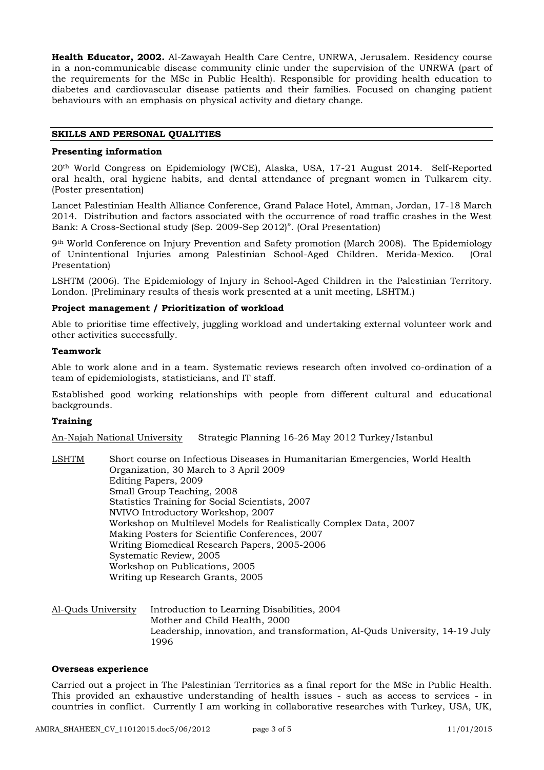**Health Educator, 2002.** Al-Zawayah Health Care Centre, UNRWA, Jerusalem. Residency course in a non-communicable disease community clinic under the supervision of the UNRWA (part of the requirements for the MSc in Public Health). Responsible for providing health education to diabetes and cardiovascular disease patients and their families. Focused on changing patient behaviours with an emphasis on physical activity and dietary change.

## SKILLS AND PERSONAL QUALITIES

### Presenting information

20th World Congress on Epidemiology (WCE), Alaska, USA, 17-21 August 2014. Self-Reported oral health, oral hygiene habits, and dental attendance of pregnant women in Tulkarem city. (Poster presentation)

Lancet Palestinian Health Alliance Conference, Grand Palace Hotel, Amman, Jordan, 17-18 March 2014. Distribution and factors associated with the occurrence of road traffic crashes in the West Bank: A Cross-Sectional study (Sep. 2009-Sep 2012)". (Oral Presentation)

9th World Conference on Injury Prevention and Safety promotion (March 2008). The Epidemiology of Unintentional Injuries among Palestinian School-Aged Children. Merida-Mexico. (Oral Presentation)

LSHTM (2006). The Epidemiology of Injury in School-Aged Children in the Palestinian Territory. London. (Preliminary results of thesis work presented at a unit meeting, LSHTM.)

### Project management / Prioritization of workload

Able to prioritise time effectively, juggling workload and undertaking external volunteer work and other activities successfully.

### Teamwork

Able to work alone and in a team. Systematic reviews research often involved co-ordination of a team of epidemiologists, statisticians, and IT staff.

Established good working relationships with people from different cultural and educational backgrounds.

### Training

An-Najah National University — Strategic Planning 16-26 May 2012 Turkey/Istanbul

LSHTM
- Short course on Infectious Diseases in Humanitarian Emergencies, World Health Organization, 30 March to 3 April 2009
- Editing Papers, 2009
- Small Group Teaching, 2008
- Statistics Training for Social Scientists, 2007
- NVIVO Introductory Workshop, 2007
- Workshop on Multilevel Models for Realistically Complex Data, 2007
- Making Posters for Scientific Conferences, 2007
- Writing Biomedical Research Papers, 2005-2006
- Systematic Review, 2005
- Workshop on Publications, 2005
- Writing up Research Grants, 2005

Al-Quds University
- Introduction to Learning Disabilities, 2004
- Mother and Child Health, 2000
- Leadership, innovation, and transformation, Al-Quds University, 14-19 July 1996

### Overseas experience

Carried out a project in The Palestinian Territories as a final report for the MSc in Public Health. This provided an exhaustive understanding of health issues - such as access to services - in countries in conflict. Currently I am working in collaborative researches with Turkey, USA, UK,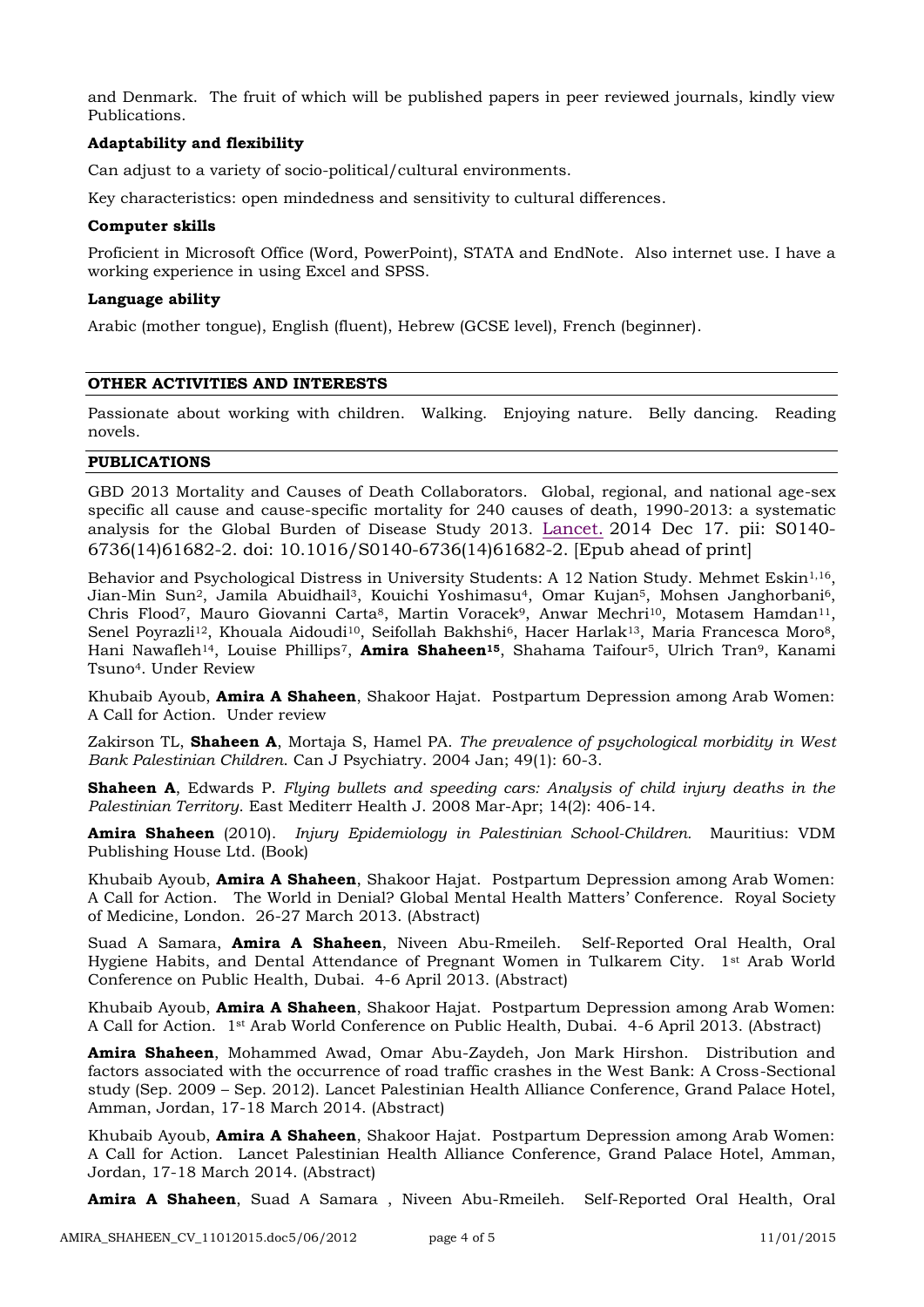and Denmark. The fruit of which will be published papers in peer reviewed journals, kindly view Publications.

**Adaptability and flexibility**

Can adjust to a variety of socio-political/cultural environments.

Key characteristics: open mindedness and sensitivity to cultural differences.

**Computer skills**

Proficient in Microsoft Office (Word, PowerPoint), STATA and EndNote. Also internet use. I have a working experience in using Excel and SPSS.

**Language ability**

Arabic (mother tongue), English (fluent), Hebrew (GCSE level), French (beginner).

## OTHER ACTIVITIES AND INTERESTS

Passionate about working with children. Walking. Enjoying nature. Belly dancing. Reading novels.

## PUBLICATIONS

GBD 2013 Mortality and Causes of Death Collaborators. Global, regional, and national age-sex specific all cause and cause-specific mortality for 240 causes of death, 1990-2013: a systematic analysis for the Global Burden of Disease Study 2013. Lancet. 2014 Dec 17. pii: S0140-6736(14)61682-2. doi: 10.1016/S0140-6736(14)61682-2. [Epub ahead of print]

Behavior and Psychological Distress in University Students: A 12 Nation Study. Mehmet Eskin[1,16], Jian-Min Sun[2], Jamila Abuidhail[3], Kouichi Yoshimasu[4], Omar Kujan[5], Mohsen Janghorbani[6], Chris Flood[7], Mauro Giovanni Carta[8], Martin Voracek[9], Anwar Mechri[10], Motasem Hamdan[11], Senel Poyrazli[12], Khouala Aidoudi[10], Seifollah Bakhshi[6], Hacer Harlak[13], Maria Francesca Moro[8], Hani Nawafleh[14], Louise Phillips[7], **Amira Shaheen[15]**, Shahama Taifour[5], Ulrich Tran[9], Kanami Tsuno[4]. Under Review

Khubaib Ayoub, **Amira A Shaheen**, Shakoor Hajat. Postpartum Depression among Arab Women: A Call for Action. Under review

Zakirson TL, **Shaheen A**, Mortaja S, Hamel PA. *The prevalence of psychological morbidity in West Bank Palestinian Children*. Can J Psychiatry. 2004 Jan; 49(1): 60-3.

**Shaheen A**, Edwards P. *Flying bullets and speeding cars: Analysis of child injury deaths in the Palestinian Territory*. East Mediterr Health J. 2008 Mar-Apr; 14(2): 406-14.

**Amira Shaheen** (2010). *Injury Epidemiology in Palestinian School-Children.* Mauritius: VDM Publishing House Ltd. (Book)

Khubaib Ayoub, **Amira A Shaheen**, Shakoor Hajat. Postpartum Depression among Arab Women: A Call for Action. The World in Denial? Global Mental Health Matters' Conference. Royal Society of Medicine, London. 26-27 March 2013. (Abstract)

Suad A Samara, **Amira A Shaheen**, Niveen Abu-Rmeileh. Self-Reported Oral Health, Oral Hygiene Habits, and Dental Attendance of Pregnant Women in Tulkarem City. 1st Arab World Conference on Public Health, Dubai. 4-6 April 2013. (Abstract)

Khubaib Ayoub, **Amira A Shaheen**, Shakoor Hajat. Postpartum Depression among Arab Women: A Call for Action. 1st Arab World Conference on Public Health, Dubai. 4-6 April 2013. (Abstract)

**Amira Shaheen**, Mohammed Awad, Omar Abu-Zaydeh, Jon Mark Hirshon. Distribution and factors associated with the occurrence of road traffic crashes in the West Bank: A Cross-Sectional study (Sep. 2009 – Sep. 2012). Lancet Palestinian Health Alliance Conference, Grand Palace Hotel, Amman, Jordan, 17-18 March 2014. (Abstract)

Khubaib Ayoub, **Amira A Shaheen**, Shakoor Hajat. Postpartum Depression among Arab Women: A Call for Action. Lancet Palestinian Health Alliance Conference, Grand Palace Hotel, Amman, Jordan, 17-18 March 2014. (Abstract)

**Amira A Shaheen**, Suad A Samara , Niveen Abu-Rmeileh. Self-Reported Oral Health, Oral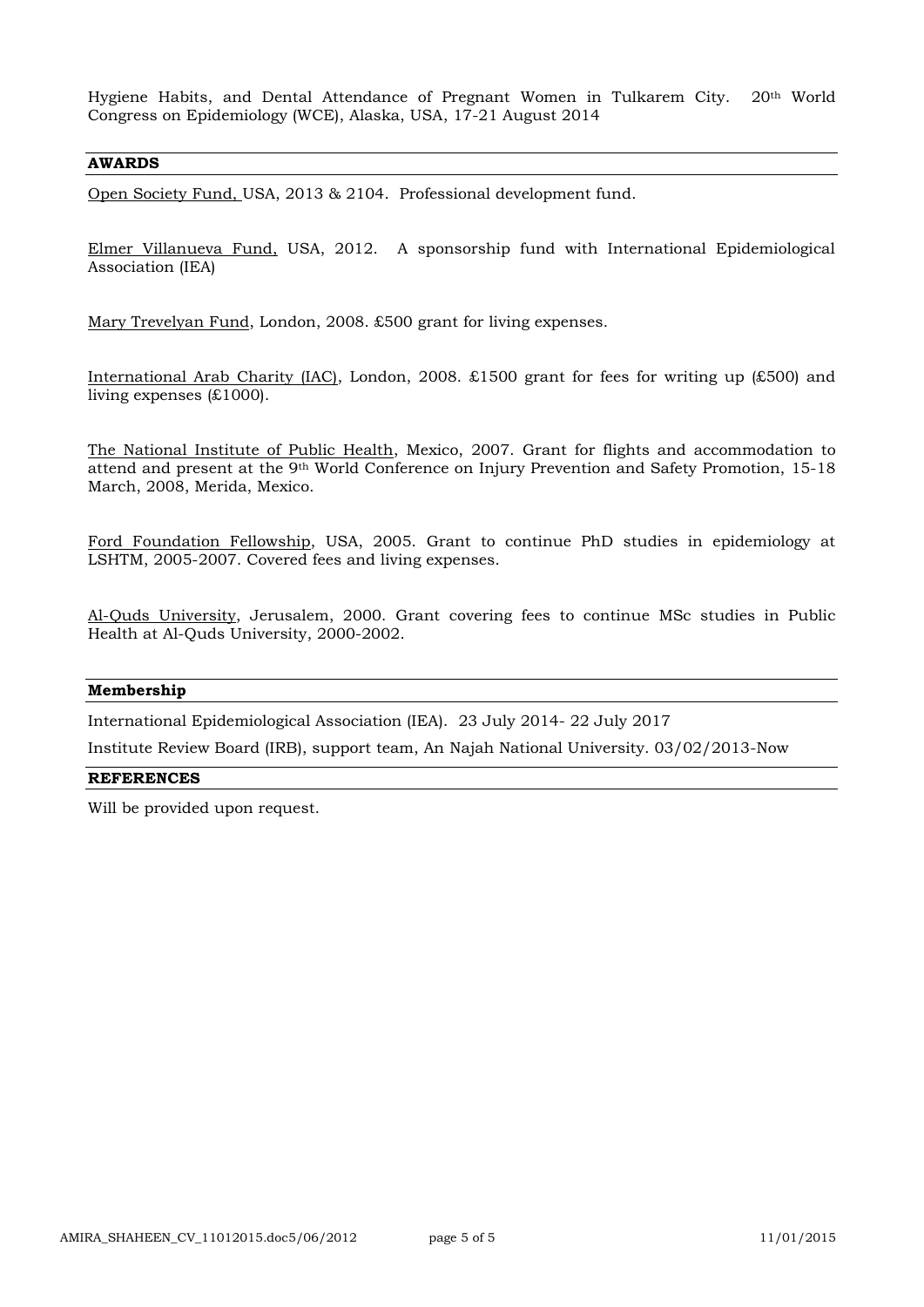Hygiene Habits, and Dental Attendance of Pregnant Women in Tulkarem City. 20th World Congress on Epidemiology (WCE), Alaska, USA, 17-21 August 2014

## AWARDS

Open Society Fund, USA, 2013 & 2104. Professional development fund.

Elmer Villanueva Fund, USA, 2012. A sponsorship fund with International Epidemiological Association (IEA)

Mary Trevelyan Fund, London, 2008. £500 grant for living expenses.

International Arab Charity (IAC), London, 2008. £1500 grant for fees for writing up (£500) and living expenses (£1000).

The National Institute of Public Health, Mexico, 2007. Grant for flights and accommodation to attend and present at the 9th World Conference on Injury Prevention and Safety Promotion, 15-18 March, 2008, Merida, Mexico.

Ford Foundation Fellowship, USA, 2005. Grant to continue PhD studies in epidemiology at LSHTM, 2005-2007. Covered fees and living expenses.

Al-Quds University, Jerusalem, 2000. Grant covering fees to continue MSc studies in Public Health at Al-Quds University, 2000-2002.

## Membership

International Epidemiological Association (IEA). 23 July 2014- 22 July 2017

Institute Review Board (IRB), support team, An Najah National University. 03/02/2013-Now

## REFERENCES

Will be provided upon request.